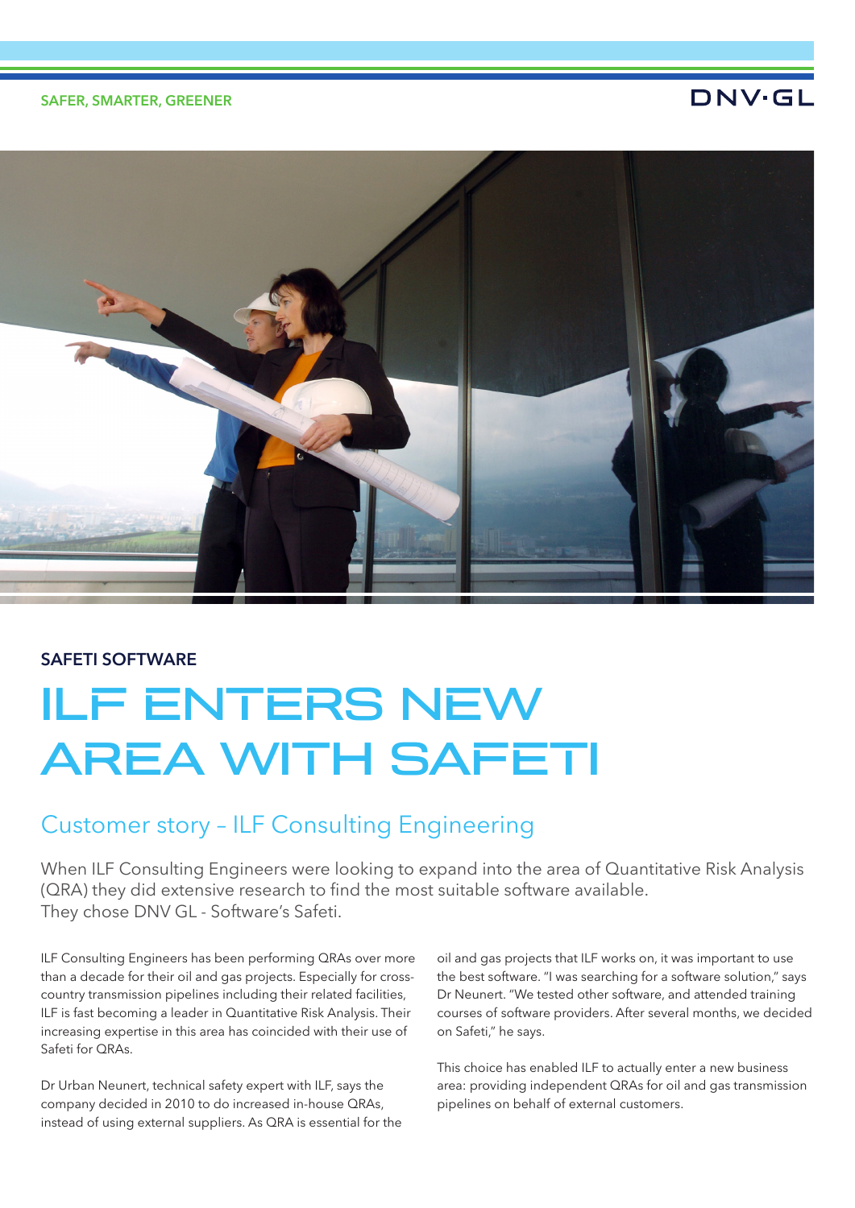SAFER, SMARTER, GREENER

DNV·GL

**SAFETI SOFTWARE**

# ILF ENTERS NEW AREA WITH SAFETI

## Customer story – ILF Consulting Engineering

When ILF Consulting Engineers were looking to expand into the area of Quantitative Risk Analysis (QRA) they did extensive research to find the most suitable software available. They chose DNV GL - Software's Safeti.

ILF Consulting Engineers has been performing QRAs over more than a decade for their oil and gas projects. Especially for cross-country transmission pipelines including their related facilities, ILF is fast becoming a leader in Quantitative Risk Analysis. Their increasing expertise in this area has coincided with their use of Safeti for QRAs.

Dr Urban Neunert, technical safety expert with ILF, says the company decided in 2010 to do increased in-house QRAs, instead of using external suppliers. As QRA is essential for the oil and gas projects that ILF works on, it was important to use the best software. "I was searching for a software solution," says Dr Neunert. "We tested other software, and attended training courses of software providers. After several months, we decided on Safeti," he says.

This choice has enabled ILF to actually enter a new business area: providing independent QRAs for oil and gas transmission pipelines on behalf of external customers.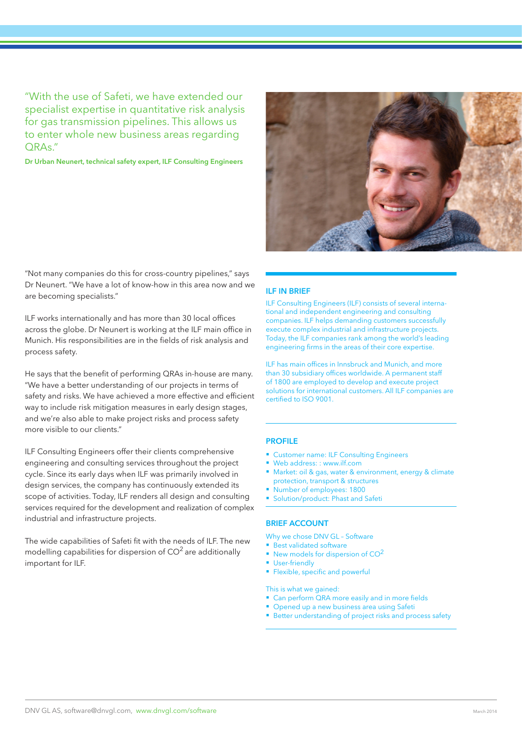"With the use of Safeti, we have extended our specialist expertise in quantitative risk analysis for gas transmission pipelines. This allows us to enter whole new business areas regarding QRAs."

**Dr Urban Neunert, technical safety expert, ILF Consulting Engineers**

"Not many companies do this for cross-country pipelines," says Dr Neunert. "We have a lot of know-how in this area now and we are becoming specialists."

ILF works internationally and has more than 30 local offices across the globe. Dr Neunert is working at the ILF main office in Munich. His responsibilities are in the fields of risk analysis and process safety.

He says that the benefit of performing QRAs in-house are many. "We have a better understanding of our projects in terms of safety and risks. We have achieved a more effective and efficient way to include risk mitigation measures in early design stages, and we're also able to make project risks and process safety more visible to our clients."

ILF Consulting Engineers offer their clients comprehensive engineering and consulting services throughout the project cycle. Since its early days when ILF was primarily involved in design services, the company has continuously extended its scope of activities. Today, ILF renders all design and consulting services required for the development and realization of complex industrial and infrastructure projects.

The wide capabilities of Safeti fit with the needs of ILF. The new modelling capabilities for dispersion of $CO^2$ are additionally important for ILF.

## ILF IN BRIEF

ILF Consulting Engineers (ILF) consists of several international and independent engineering and consulting companies. ILF helps demanding customers successfully execute complex industrial and infrastructure projects. Today, the ILF companies rank among the world's leading engineering firms in the areas of their core expertise.

ILF has main offices in Innsbruck and Munich, and more than 30 subsidiary offices worldwide. A permanent staff of 1800 are employed to develop and execute project solutions for international customers. All ILF companies are certified to ISO 9001.

## PROFILE

- Customer name: ILF Consulting Engineers
- Web address: : www.ilf.com
- Market: oil & gas, water & environment, energy & climate protection, transport & structures
- Number of employees: 1800
- Solution/product: Phast and Safeti

## BRIEF ACCOUNT

Why we chose DNV GL – Software

- Best validated software
- New models for dispersion of $CO^2$
- User-friendly
- Flexible, specific and powerful

This is what we gained:

- Can perform QRA more easily and in more fields
- Opened up a new business area using Safeti
- Better understanding of project risks and process safety

DNV GL AS, software@dnvgl.com, www.dnvgl.com/software

March 2014